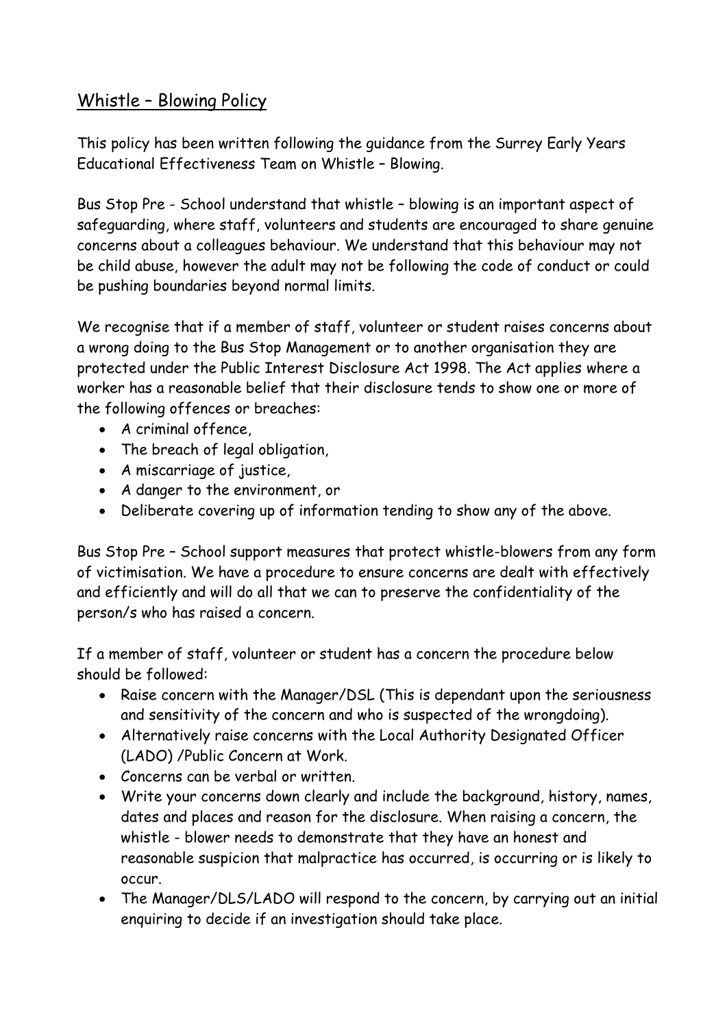# Whistle – Blowing Policy

This policy has been written following the guidance from the Surrey Early Years Educational Effectiveness Team on Whistle – Blowing.

Bus Stop Pre - School understand that whistle – blowing is an important aspect of safeguarding, where staff, volunteers and students are encouraged to share genuine concerns about a colleagues behaviour. We understand that this behaviour may not be child abuse, however the adult may not be following the code of conduct or could be pushing boundaries beyond normal limits.

We recognise that if a member of staff, volunteer or student raises concerns about a wrong doing to the Bus Stop Management or to another organisation they are protected under the Public Interest Disclosure Act 1998. The Act applies where a worker has a reasonable belief that their disclosure tends to show one or more of the following offences or breaches:

- A criminal offence,
- The breach of legal obligation,
- A miscarriage of justice,
- A danger to the environment, or
- Deliberate covering up of information tending to show any of the above.

Bus Stop Pre – School support measures that protect whistle-blowers from any form of victimisation. We have a procedure to ensure concerns are dealt with effectively and efficiently and will do all that we can to preserve the confidentiality of the person/s who has raised a concern.

If a member of staff, volunteer or student has a concern the procedure below should be followed:

- Raise concern with the Manager/DSL (This is dependant upon the seriousness and sensitivity of the concern and who is suspected of the wrongdoing).
- Alternatively raise concerns with the Local Authority Designated Officer (LADO) /Public Concern at Work.
- Concerns can be verbal or written.
- Write your concerns down clearly and include the background, history, names, dates and places and reason for the disclosure. When raising a concern, the whistle - blower needs to demonstrate that they have an honest and reasonable suspicion that malpractice has occurred, is occurring or is likely to occur.
- The Manager/DLS/LADO will respond to the concern, by carrying out an initial enquiring to decide if an investigation should take place.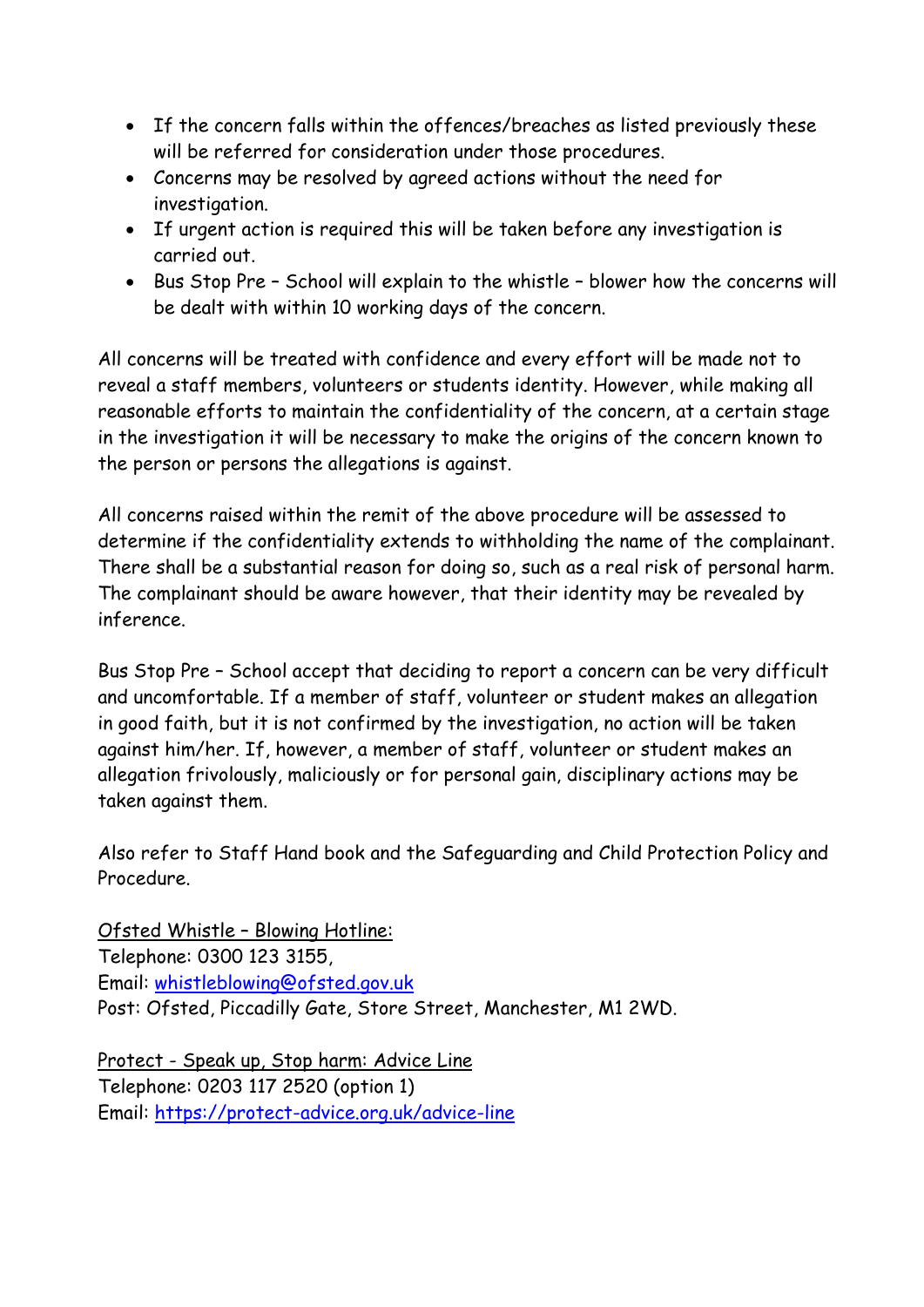- If the concern falls within the offences/breaches as listed previously these will be referred for consideration under those procedures.
- Concerns may be resolved by agreed actions without the need for investigation.
- If urgent action is required this will be taken before any investigation is carried out.
- Bus Stop Pre – School will explain to the whistle – blower how the concerns will be dealt with within 10 working days of the concern.

All concerns will be treated with confidence and every effort will be made not to reveal a staff members, volunteers or students identity. However, while making all reasonable efforts to maintain the confidentiality of the concern, at a certain stage in the investigation it will be necessary to make the origins of the concern known to the person or persons the allegations is against.

All concerns raised within the remit of the above procedure will be assessed to determine if the confidentiality extends to withholding the name of the complainant. There shall be a substantial reason for doing so, such as a real risk of personal harm. The complainant should be aware however, that their identity may be revealed by inference.

Bus Stop Pre – School accept that deciding to report a concern can be very difficult and uncomfortable. If a member of staff, volunteer or student makes an allegation in good faith, but it is not confirmed by the investigation, no action will be taken against him/her. If, however, a member of staff, volunteer or student makes an allegation frivolously, maliciously or for personal gain, disciplinary actions may be taken against them.

Also refer to Staff Hand book and the Safeguarding and Child Protection Policy and Procedure.

<u>Ofsted Whistle – Blowing Hotline:</u>
Telephone: 0300 123 3155,
Email: whistleblowing@ofsted.gov.uk
Post: Ofsted, Piccadilly Gate, Store Street, Manchester, M1 2WD.

<u>Protect - Speak up, Stop harm: Advice Line</u>
Telephone: 0203 117 2520 (option 1)
Email: https://protect-advice.org.uk/advice-line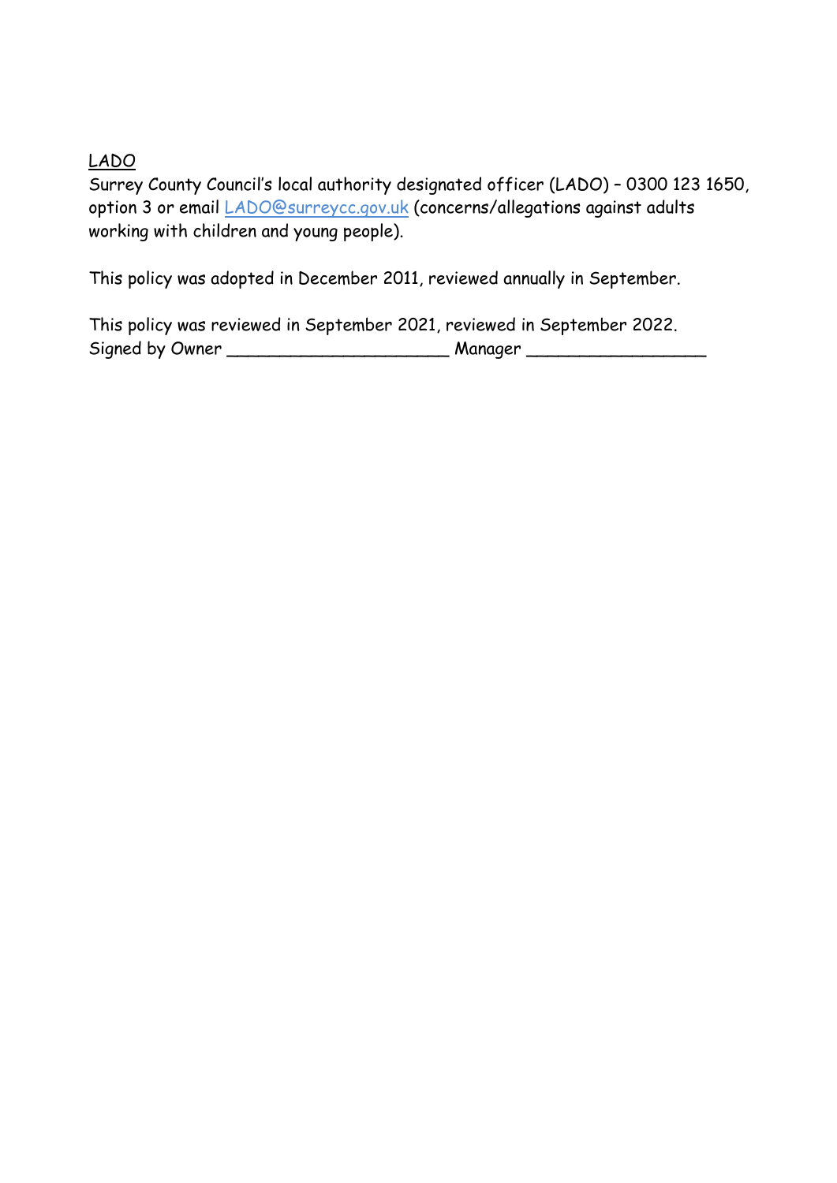LADO

Surrey County Council's local authority designated officer (LADO) – 0300 123 1650, option 3 or email LADO@surreycc.gov.uk (concerns/allegations against adults working with children and young people).

This policy was adopted in December 2011, reviewed annually in September.

This policy was reviewed in September 2021, reviewed in September 2022.
Signed by Owner ____________________ Manager ________________